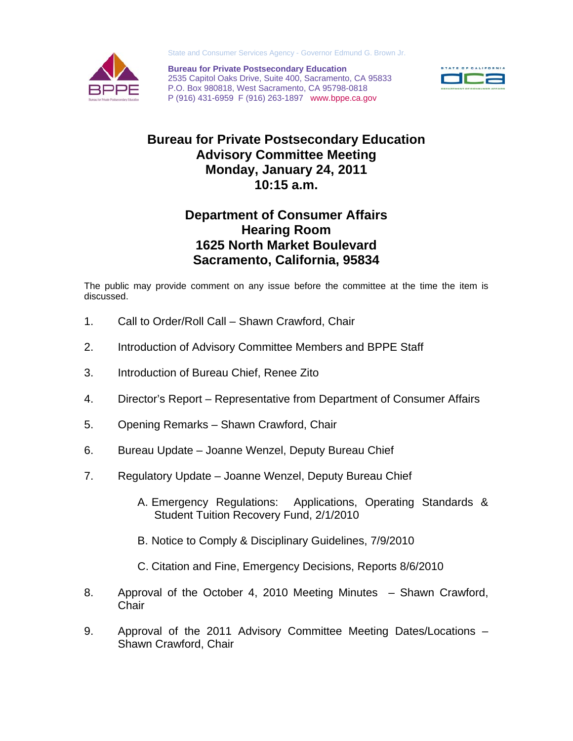State and Consumer Services Agency - Governor Edmund G. Brown Jr.

**Bureau for Private Postsecondary Education**
2535 Capitol Oaks Drive, Suite 400, Sacramento, CA 95833
P.O. Box 980818, West Sacramento, CA 95798-0818
P (916) 431-6959 F (916) 263-1897 www.bppe.ca.gov

# Bureau for Private Postsecondary Education Advisory Committee Meeting Monday, January 24, 2011 10:15 a.m.

## Department of Consumer Affairs Hearing Room 1625 North Market Boulevard Sacramento, California, 95834

The public may provide comment on any issue before the committee at the time the item is discussed.

1. Call to Order/Roll Call – Shawn Crawford, Chair

2. Introduction of Advisory Committee Members and BPPE Staff

3. Introduction of Bureau Chief, Renee Zito

4. Director's Report – Representative from Department of Consumer Affairs

5. Opening Remarks – Shawn Crawford, Chair

6. Bureau Update – Joanne Wenzel, Deputy Bureau Chief

7. Regulatory Update – Joanne Wenzel, Deputy Bureau Chief

   A. Emergency Regulations: Applications, Operating Standards & Student Tuition Recovery Fund, 2/1/2010

   B. Notice to Comply & Disciplinary Guidelines, 7/9/2010

   C. Citation and Fine, Emergency Decisions, Reports 8/6/2010

8. Approval of the October 4, 2010 Meeting Minutes – Shawn Crawford, Chair

9. Approval of the 2011 Advisory Committee Meeting Dates/Locations – Shawn Crawford, Chair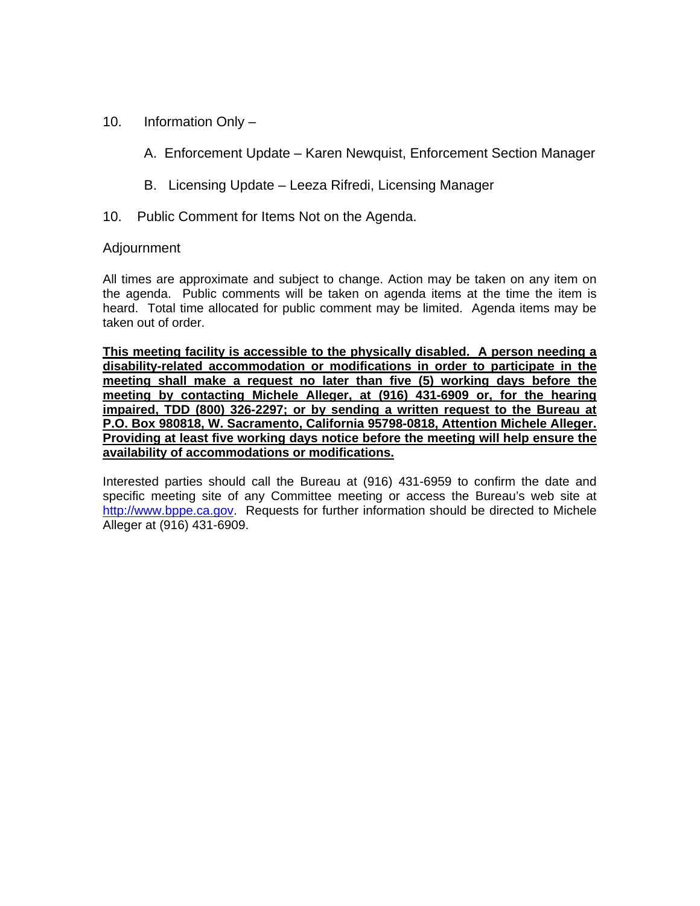10. Information Only –

    A. Enforcement Update – Karen Newquist, Enforcement Section Manager

    B. Licensing Update – Leeza Rifredi, Licensing Manager

10. Public Comment for Items Not on the Agenda.

Adjournment

All times are approximate and subject to change. Action may be taken on any item on the agenda. Public comments will be taken on agenda items at the time the item is heard. Total time allocated for public comment may be limited. Agenda items may be taken out of order.

**This meeting facility is accessible to the physically disabled. A person needing a disability-related accommodation or modifications in order to participate in the meeting shall make a request no later than five (5) working days before the meeting by contacting Michele Alleger, at (916) 431-6909 or, for the hearing impaired, TDD (800) 326-2297; or by sending a written request to the Bureau at P.O. Box 980818, W. Sacramento, California 95798-0818, Attention Michele Alleger. Providing at least five working days notice before the meeting will help ensure the availability of accommodations or modifications.**

Interested parties should call the Bureau at (916) 431-6959 to confirm the date and specific meeting site of any Committee meeting or access the Bureau's web site at http://www.bppe.ca.gov. Requests for further information should be directed to Michele Alleger at (916) 431-6909.